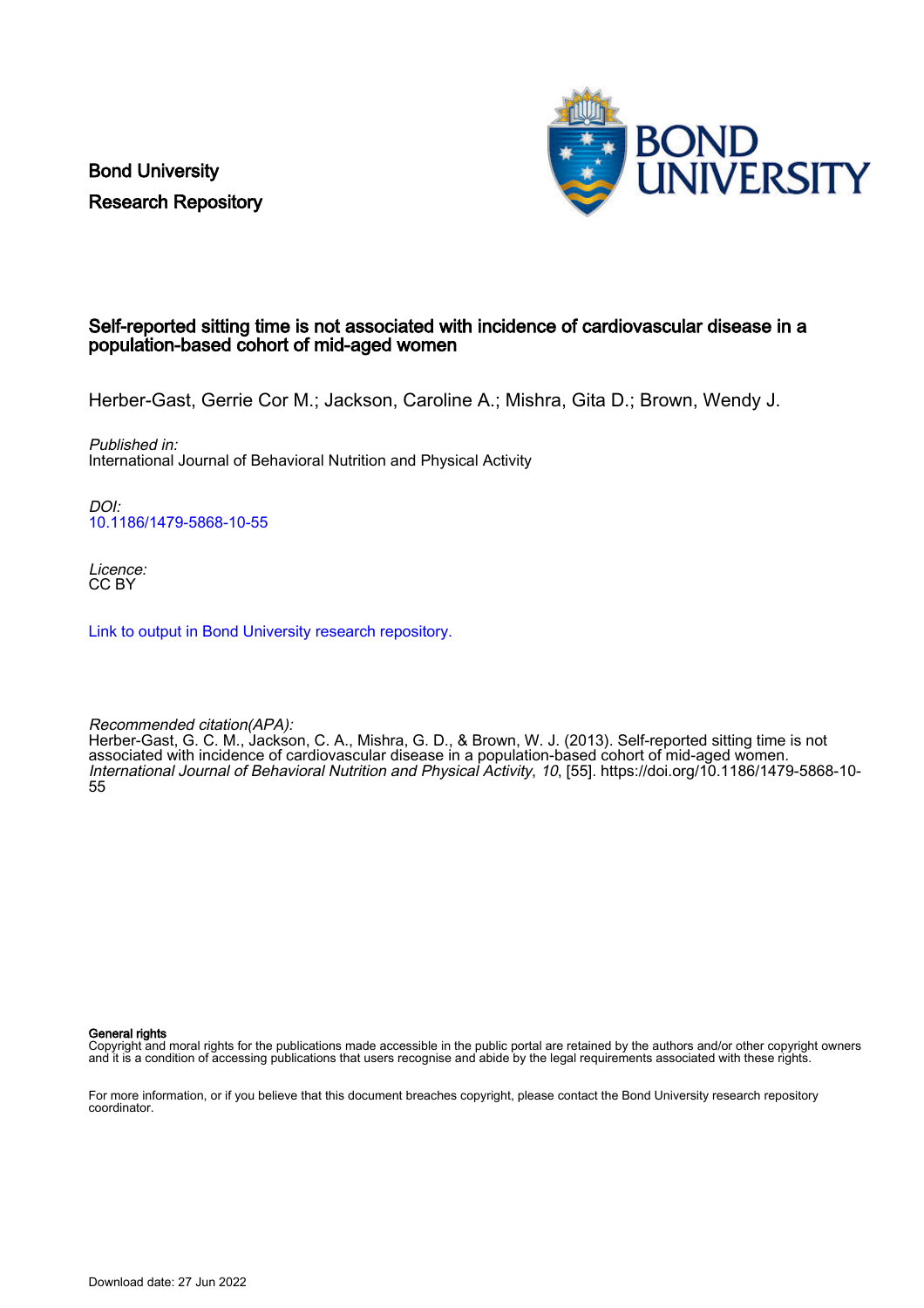Bond University
Research Repository

# Self-reported sitting time is not associated with incidence of cardiovascular disease in a population-based cohort of mid-aged women

Herber-Gast, Gerrie Cor M.; Jackson, Caroline A.; Mishra, Gita D.; Brown, Wendy J.

*Published in:*
International Journal of Behavioral Nutrition and Physical Activity

*DOI:*
10.1186/1479-5868-10-55

*Licence:*
CC BY

Link to output in Bond University research repository.

*Recommended citation(APA):*
Herber-Gast, G. C. M., Jackson, C. A., Mishra, G. D., & Brown, W. J. (2013). Self-reported sitting time is not associated with incidence of cardiovascular disease in a population-based cohort of mid-aged women. *International Journal of Behavioral Nutrition and Physical Activity*, *10*, [55]. https://doi.org/10.1186/1479-5868-10-55

**General rights**
Copyright and moral rights for the publications made accessible in the public portal are retained by the authors and/or other copyright owners and it is a condition of accessing publications that users recognise and abide by the legal requirements associated with these rights.

For more information, or if you believe that this document breaches copyright, please contact the Bond University research repository coordinator.

Download date: 27 Jun 2022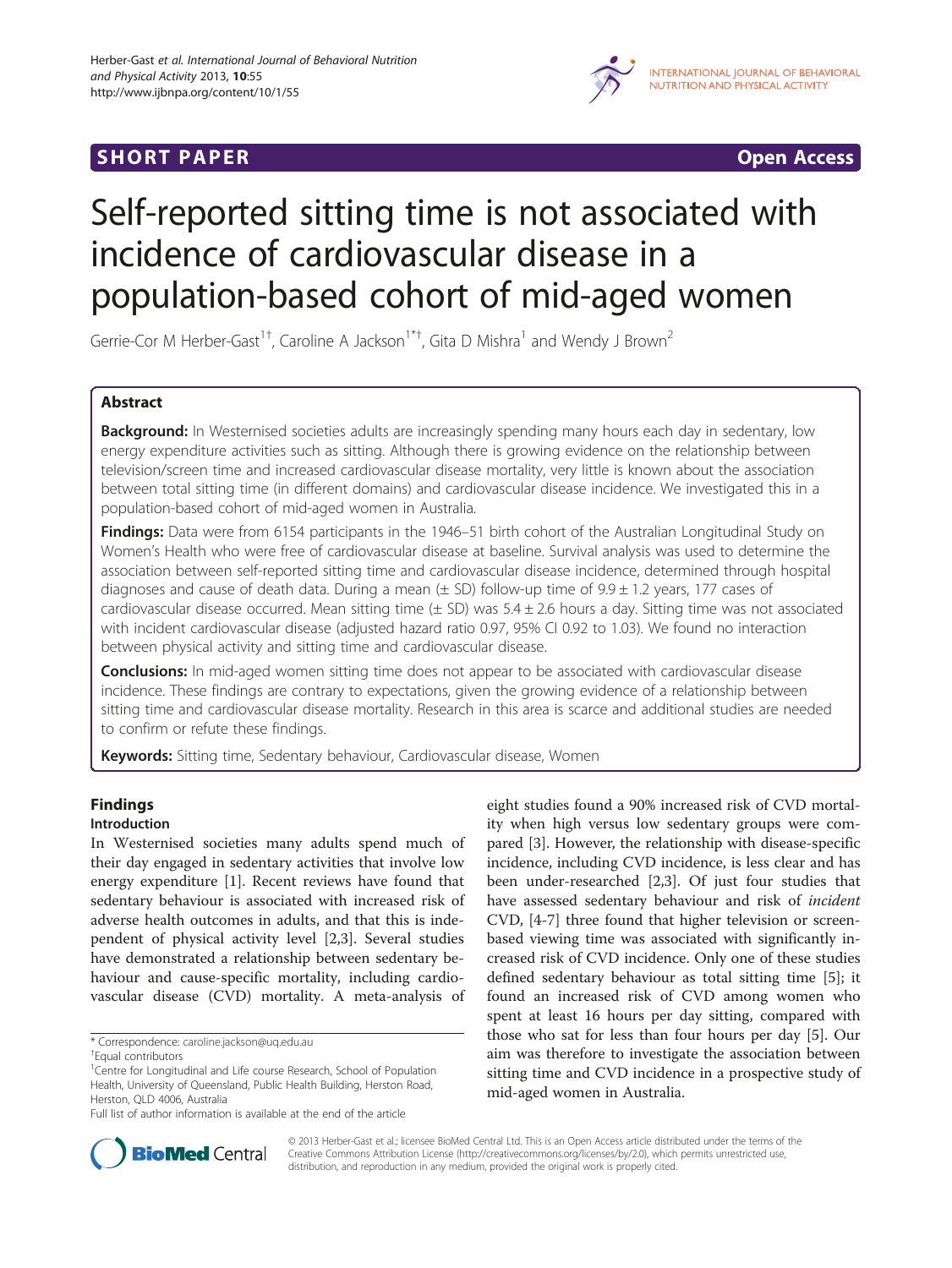# Self-reported sitting time is not associated with incidence of cardiovascular disease in a population-based cohort of mid-aged women

Gerrie-Cor M Herber-Gast[1†], Caroline A Jackson[1*†], Gita D Mishra[1] and Wendy J Brown[2]

## Abstract

**Background:** In Westernised societies adults are increasingly spending many hours each day in sedentary, low energy expenditure activities such as sitting. Although there is growing evidence on the relationship between television/screen time and increased cardiovascular disease mortality, very little is known about the association between total sitting time (in different domains) and cardiovascular disease incidence. We investigated this in a population-based cohort of mid-aged women in Australia.

**Findings:** Data were from 6154 participants in the 1946–51 birth cohort of the Australian Longitudinal Study on Women's Health who were free of cardiovascular disease at baseline. Survival analysis was used to determine the association between self-reported sitting time and cardiovascular disease incidence, determined through hospital diagnoses and cause of death data. During a mean (± SD) follow-up time of 9.9 ± 1.2 years, 177 cases of cardiovascular disease occurred. Mean sitting time (± SD) was 5.4 ± 2.6 hours a day. Sitting time was not associated with incident cardiovascular disease (adjusted hazard ratio 0.97, 95% CI 0.92 to 1.03). We found no interaction between physical activity and sitting time and cardiovascular disease.

**Conclusions:** In mid-aged women sitting time does not appear to be associated with cardiovascular disease incidence. These findings are contrary to expectations, given the growing evidence of a relationship between sitting time and cardiovascular disease mortality. Research in this area is scarce and additional studies are needed to confirm or refute these findings.

**Keywords:** Sitting time, Sedentary behaviour, Cardiovascular disease, Women

## Findings

### Introduction

In Westernised societies many adults spend much of their day engaged in sedentary activities that involve low energy expenditure [1]. Recent reviews have found that sedentary behaviour is associated with increased risk of adverse health outcomes in adults, and that this is independent of physical activity level [2,3]. Several studies have demonstrated a relationship between sedentary behaviour and cause-specific mortality, including cardiovascular disease (CVD) mortality. A meta-analysis of eight studies found a 90% increased risk of CVD mortality when high versus low sedentary groups were compared [3]. However, the relationship with disease-specific incidence, including CVD incidence, is less clear and has been under-researched [2,3]. Of just four studies that have assessed sedentary behaviour and risk of *incident* CVD, [4-7] three found that higher television or screen-based viewing time was associated with significantly increased risk of CVD incidence. Only one of these studies defined sedentary behaviour as total sitting time [5]; it found an increased risk of CVD among women who spent at least 16 hours per day sitting, compared with those who sat for less than four hours per day [5]. Our aim was therefore to investigate the association between sitting time and CVD incidence in a prospective study of mid-aged women in Australia.

\* Correspondence: caroline.jackson@uq.edu.au

†Equal contributors

[1]Centre for Longitudinal and Life course Research, School of Population Health, University of Queensland, Public Health Building, Herston Road, Herston, QLD 4006, Australia

Full list of author information is available at the end of the article

© 2013 Herber-Gast et al.; licensee BioMed Central Ltd. This is an Open Access article distributed under the terms of the Creative Commons Attribution License (http://creativecommons.org/licenses/by/2.0), which permits unrestricted use, distribution, and reproduction in any medium, provided the original work is properly cited.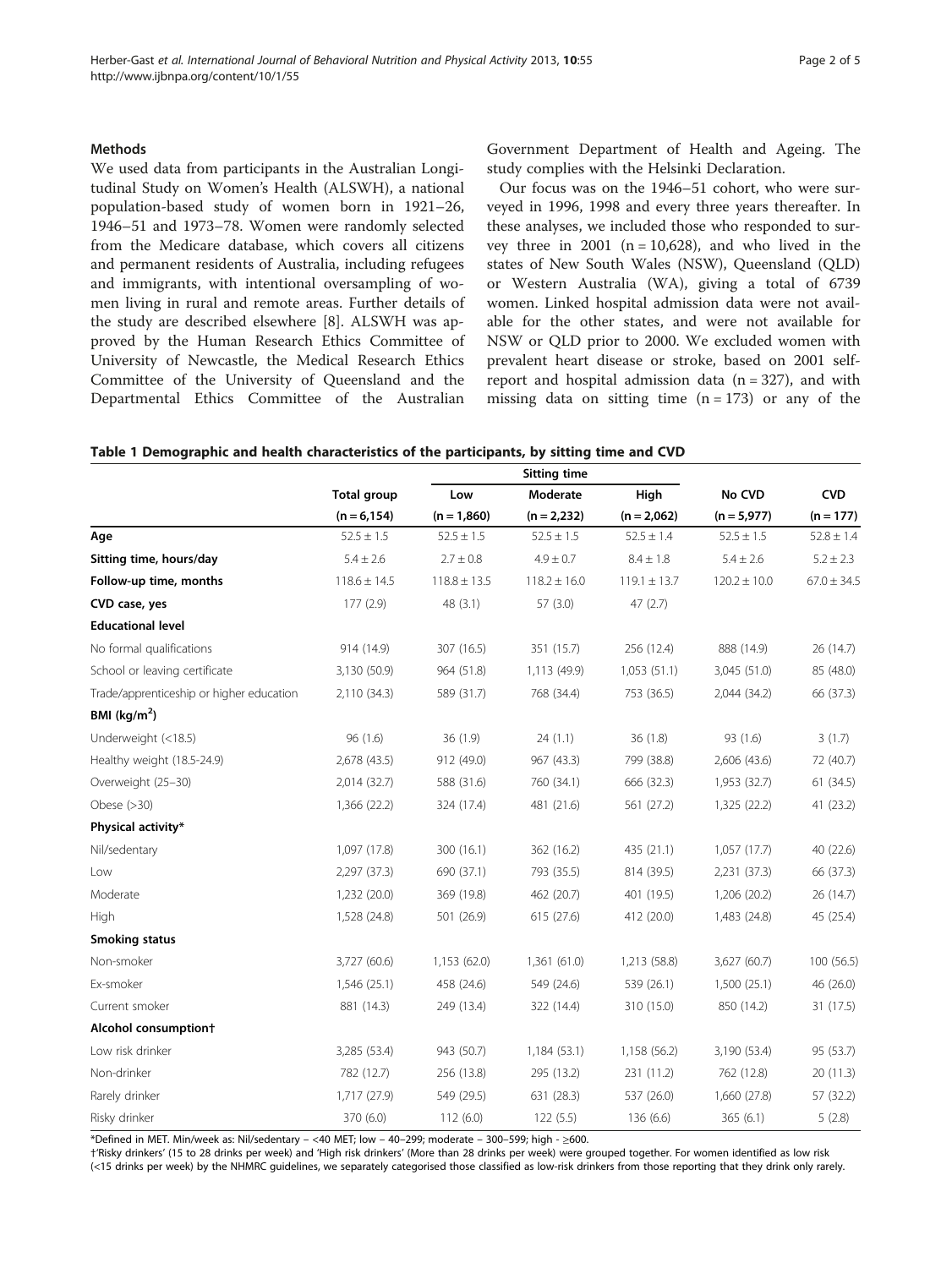## Methods

We used data from participants in the Australian Longitudinal Study on Women's Health (ALSWH), a national population-based study of women born in 1921–26, 1946–51 and 1973–78. Women were randomly selected from the Medicare database, which covers all citizens and permanent residents of Australia, including refugees and immigrants, with intentional oversampling of women living in rural and remote areas. Further details of the study are described elsewhere [8]. ALSWH was approved by the Human Research Ethics Committee of University of Newcastle, the Medical Research Ethics Committee of the University of Queensland and the Departmental Ethics Committee of the Australian Government Department of Health and Ageing. The study complies with the Helsinki Declaration.

Our focus was on the 1946–51 cohort, who were surveyed in 1996, 1998 and every three years thereafter. In these analyses, we included those who responded to survey three in 2001 (n = 10,628), and who lived in the states of New South Wales (NSW), Queensland (QLD) or Western Australia (WA), giving a total of 6739 women. Linked hospital admission data were not available for the other states, and were not available for NSW or QLD prior to 2000. We excluded women with prevalent heart disease or stroke, based on 2001 self-report and hospital admission data (n = 327), and with missing data on sitting time (n = 173) or any of the

**Table 1 Demographic and health characteristics of the participants, by sitting time and CVD**

| | Total group | Sitting time | | | No CVD | CVD |
|---|---|---|---|---|---|---|
| | | Low | Moderate | High | | |
| | (n = 6,154) | (n = 1,860) | (n = 2,232) | (n = 2,062) | (n = 5,977) | (n = 177) |
| **Age** | 52.5 ± 1.5 | 52.5 ± 1.5 | 52.5 ± 1.5 | 52.5 ± 1.4 | 52.5 ± 1.5 | 52.8 ± 1.4 |
| **Sitting time, hours/day** | 5.4 ± 2.6 | 2.7 ± 0.8 | 4.9 ± 0.7 | 8.4 ± 1.8 | 5.4 ± 2.6 | 5.2 ± 2.3 |
| **Follow-up time, months** | 118.6 ± 14.5 | 118.8 ± 13.5 | 118.2 ± 16.0 | 119.1 ± 13.7 | 120.2 ± 10.0 | 67.0 ± 34.5 |
| **CVD case, yes** | 177 (2.9) | 48 (3.1) | 57 (3.0) | 47 (2.7) | | |
| **Educational level** | | | | | | |
| No formal qualifications | 914 (14.9) | 307 (16.5) | 351 (15.7) | 256 (12.4) | 888 (14.9) | 26 (14.7) |
| School or leaving certificate | 3,130 (50.9) | 964 (51.8) | 1,113 (49.9) | 1,053 (51.1) | 3,045 (51.0) | 85 (48.0) |
| Trade/apprenticeship or higher education | 2,110 (34.3) | 589 (31.7) | 768 (34.4) | 753 (36.5) | 2,044 (34.2) | 66 (37.3) |
| **BMI (kg/m²)** | | | | | | |
| Underweight (<18.5) | 96 (1.6) | 36 (1.9) | 24 (1.1) | 36 (1.8) | 93 (1.6) | 3 (1.7) |
| Healthy weight (18.5-24.9) | 2,678 (43.5) | 912 (49.0) | 967 (43.3) | 799 (38.8) | 2,606 (43.6) | 72 (40.7) |
| Overweight (25–30) | 2,014 (32.7) | 588 (31.6) | 760 (34.1) | 666 (32.3) | 1,953 (32.7) | 61 (34.5) |
| Obese (>30) | 1,366 (22.2) | 324 (17.4) | 481 (21.6) | 561 (27.2) | 1,325 (22.2) | 41 (23.2) |
| **Physical activity*** | | | | | | |
| Nil/sedentary | 1,097 (17.8) | 300 (16.1) | 362 (16.2) | 435 (21.1) | 1,057 (17.7) | 40 (22.6) |
| Low | 2,297 (37.3) | 690 (37.1) | 793 (35.5) | 814 (39.5) | 2,231 (37.3) | 66 (37.3) |
| Moderate | 1,232 (20.0) | 369 (19.8) | 462 (20.7) | 401 (19.5) | 1,206 (20.2) | 26 (14.7) |
| High | 1,528 (24.8) | 501 (26.9) | 615 (27.6) | 412 (20.0) | 1,483 (24.8) | 45 (25.4) |
| **Smoking status** | | | | | | |
| Non-smoker | 3,727 (60.6) | 1,153 (62.0) | 1,361 (61.0) | 1,213 (58.8) | 3,627 (60.7) | 100 (56.5) |
| Ex-smoker | 1,546 (25.1) | 458 (24.6) | 549 (24.6) | 539 (26.1) | 1,500 (25.1) | 46 (26.0) |
| Current smoker | 881 (14.3) | 249 (13.4) | 322 (14.4) | 310 (15.0) | 850 (14.2) | 31 (17.5) |
| **Alcohol consumption†** | | | | | | |
| Low risk drinker | 3,285 (53.4) | 943 (50.7) | 1,184 (53.1) | 1,158 (56.2) | 3,190 (53.4) | 95 (53.7) |
| Non-drinker | 782 (12.7) | 256 (13.8) | 295 (13.2) | 231 (11.2) | 762 (12.8) | 20 (11.3) |
| Rarely drinker | 1,717 (27.9) | 549 (29.5) | 631 (28.3) | 537 (26.0) | 1,660 (27.8) | 57 (32.2) |
| Risky drinker | 370 (6.0) | 112 (6.0) | 122 (5.5) | 136 (6.6) | 365 (6.1) | 5 (2.8) |

*Defined in MET. Min/week as: Nil/sedentary – <40 MET; low – 40–299; moderate – 300–599; high - ≥600.

†'Risky drinkers' (15 to 28 drinks per week) and 'High risk drinkers' (More than 28 drinks per week) were grouped together. For women identified as low risk (<15 drinks per week) by the NHMRC guidelines, we separately categorised those classified as low-risk drinkers from those reporting that they drink only rarely.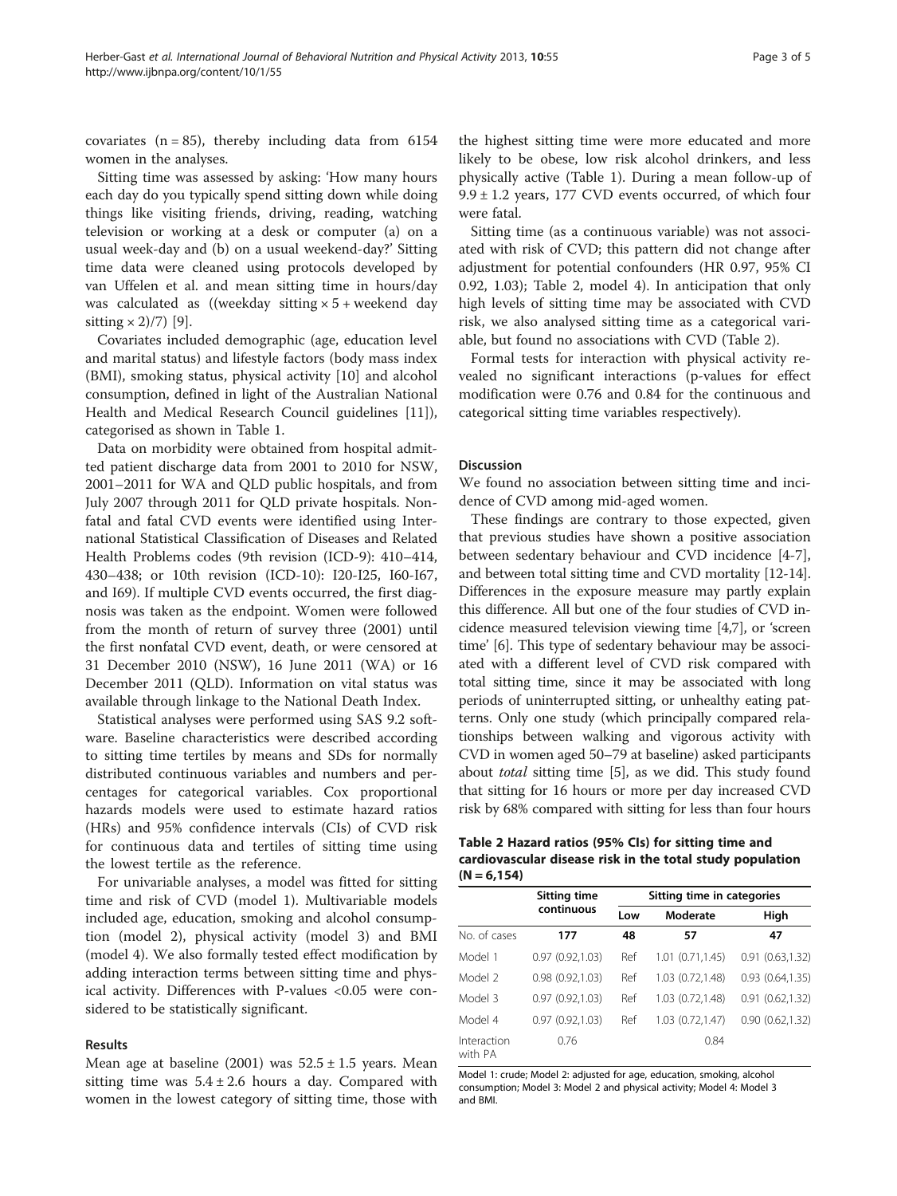covariates (n = 85), thereby including data from 6154 women in the analyses.

Sitting time was assessed by asking: 'How many hours each day do you typically spend sitting down while doing things like visiting friends, driving, reading, watching television or working at a desk or computer (a) on a usual week-day and (b) on a usual weekend-day?' Sitting time data were cleaned using protocols developed by van Uffelen et al. and mean sitting time in hours/day was calculated as ((weekday sitting × 5 + weekend day sitting × 2)/7) [9].

Covariates included demographic (age, education level and marital status) and lifestyle factors (body mass index (BMI), smoking status, physical activity [10] and alcohol consumption, defined in light of the Australian National Health and Medical Research Council guidelines [11]), categorised as shown in Table 1.

Data on morbidity were obtained from hospital admitted patient discharge data from 2001 to 2010 for NSW, 2001–2011 for WA and QLD public hospitals, and from July 2007 through 2011 for QLD private hospitals. Nonfatal and fatal CVD events were identified using International Statistical Classification of Diseases and Related Health Problems codes (9th revision (ICD-9): 410–414, 430–438; or 10th revision (ICD-10): I20-I25, I60-I67, and I69). If multiple CVD events occurred, the first diagnosis was taken as the endpoint. Women were followed from the month of return of survey three (2001) until the first nonfatal CVD event, death, or were censored at 31 December 2010 (NSW), 16 June 2011 (WA) or 16 December 2011 (QLD). Information on vital status was available through linkage to the National Death Index.

Statistical analyses were performed using SAS 9.2 software. Baseline characteristics were described according to sitting time tertiles by means and SDs for normally distributed continuous variables and numbers and percentages for categorical variables. Cox proportional hazards models were used to estimate hazard ratios (HRs) and 95% confidence intervals (CIs) of CVD risk for continuous data and tertiles of sitting time using the lowest tertile as the reference.

For univariable analyses, a model was fitted for sitting time and risk of CVD (model 1). Multivariable models included age, education, smoking and alcohol consumption (model 2), physical activity (model 3) and BMI (model 4). We also formally tested effect modification by adding interaction terms between sitting time and physical activity. Differences with P-values <0.05 were considered to be statistically significant.

## Results

Mean age at baseline (2001) was 52.5 ± 1.5 years. Mean sitting time was 5.4 ± 2.6 hours a day. Compared with women in the lowest category of sitting time, those with the highest sitting time were more educated and more likely to be obese, low risk alcohol drinkers, and less physically active (Table 1). During a mean follow-up of 9.9 ± 1.2 years, 177 CVD events occurred, of which four were fatal.

Sitting time (as a continuous variable) was not associated with risk of CVD; this pattern did not change after adjustment for potential confounders (HR 0.97, 95% CI 0.92, 1.03); Table 2, model 4). In anticipation that only high levels of sitting time may be associated with CVD risk, we also analysed sitting time as a categorical variable, but found no associations with CVD (Table 2).

Formal tests for interaction with physical activity revealed no significant interactions (p-values for effect modification were 0.76 and 0.84 for the continuous and categorical sitting time variables respectively).

## Discussion

We found no association between sitting time and incidence of CVD among mid-aged women.

These findings are contrary to those expected, given that previous studies have shown a positive association between sedentary behaviour and CVD incidence [4-7], and between total sitting time and CVD mortality [12-14]. Differences in the exposure measure may partly explain this difference. All but one of the four studies of CVD incidence measured television viewing time [4,7], or 'screen time' [6]. This type of sedentary behaviour may be associated with a different level of CVD risk compared with total sitting time, since it may be associated with long periods of uninterrupted sitting, or unhealthy eating patterns. Only one study (which principally compared relationships between walking and vigorous activity with CVD in women aged 50–79 at baseline) asked participants about *total* sitting time [5], as we did. This study found that sitting for 16 hours or more per day increased CVD risk by 68% compared with sitting for less than four hours

**Table 2 Hazard ratios (95% CIs) for sitting time and cardiovascular disease risk in the total study population (N = 6,154)**

| | Sitting time continuous | Sitting time in categories | | |
|---|---|---|---|---|
| | | Low | Moderate | High |
| No. of cases | **177** | **48** | **57** | **47** |
| Model 1 | 0.97 (0.92,1.03) | Ref | 1.01 (0.71,1.45) | 0.91 (0.63,1.32) |
| Model 2 | 0.98 (0.92,1.03) | Ref | 1.03 (0.72,1.48) | 0.93 (0.64,1.35) |
| Model 3 | 0.97 (0.92,1.03) | Ref | 1.03 (0.72,1.48) | 0.91 (0.62,1.32) |
| Model 4 | 0.97 (0.92,1.03) | Ref | 1.03 (0.72,1.47) | 0.90 (0.62,1.32) |
| Interaction with PA | 0.76 | | 0.84 | |

Model 1: crude; Model 2: adjusted for age, education, smoking, alcohol consumption; Model 3: Model 2 and physical activity; Model 4: Model 3 and BMI.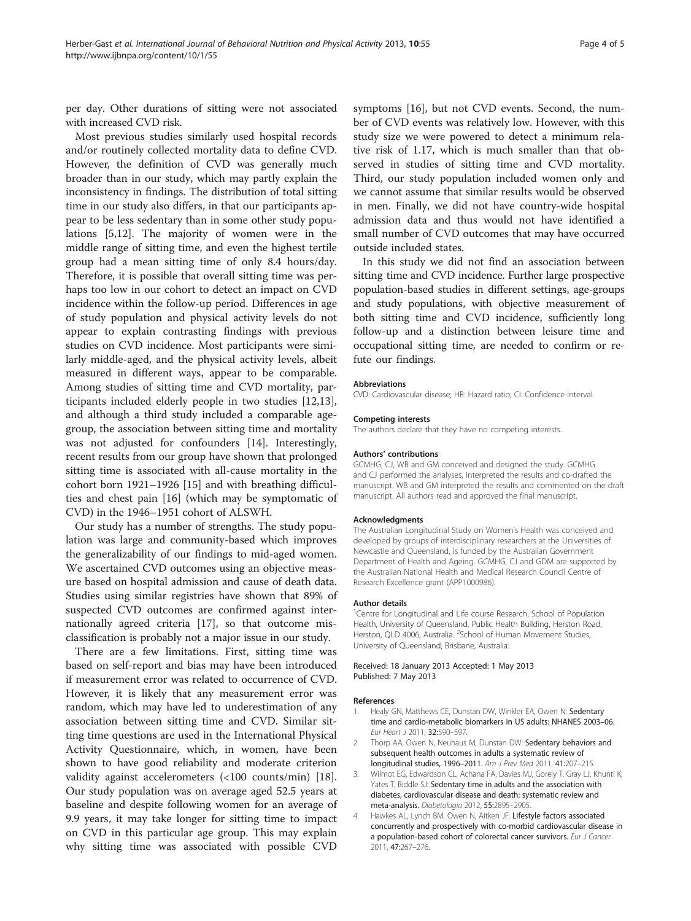per day. Other durations of sitting were not associated with increased CVD risk.

Most previous studies similarly used hospital records and/or routinely collected mortality data to define CVD. However, the definition of CVD was generally much broader than in our study, which may partly explain the inconsistency in findings. The distribution of total sitting time in our study also differs, in that our participants appear to be less sedentary than in some other study populations [5,12]. The majority of women were in the middle range of sitting time, and even the highest tertile group had a mean sitting time of only 8.4 hours/day. Therefore, it is possible that overall sitting time was perhaps too low in our cohort to detect an impact on CVD incidence within the follow-up period. Differences in age of study population and physical activity levels do not appear to explain contrasting findings with previous studies on CVD incidence. Most participants were similarly middle-aged, and the physical activity levels, albeit measured in different ways, appear to be comparable. Among studies of sitting time and CVD mortality, participants included elderly people in two studies [12,13], and although a third study included a comparable age-group, the association between sitting time and mortality was not adjusted for confounders [14]. Interestingly, recent results from our group have shown that prolonged sitting time is associated with all-cause mortality in the cohort born 1921–1926 [15] and with breathing difficulties and chest pain [16] (which may be symptomatic of CVD) in the 1946–1951 cohort of ALSWH.

Our study has a number of strengths. The study population was large and community-based which improves the generalizability of our findings to mid-aged women. We ascertained CVD outcomes using an objective measure based on hospital admission and cause of death data. Studies using similar registries have shown that 89% of suspected CVD outcomes are confirmed against internationally agreed criteria [17], so that outcome misclassification is probably not a major issue in our study.

There are a few limitations. First, sitting time was based on self-report and bias may have been introduced if measurement error was related to occurrence of CVD. However, it is likely that any measurement error was random, which may have led to underestimation of any association between sitting time and CVD. Similar sitting time questions are used in the International Physical Activity Questionnaire, which, in women, have been shown to have good reliability and moderate criterion validity against accelerometers (<100 counts/min) [18]. Our study population was on average aged 52.5 years at baseline and despite following women for an average of 9.9 years, it may take longer for sitting time to impact on CVD in this particular age group. This may explain why sitting time was associated with possible CVD symptoms [16], but not CVD events. Second, the number of CVD events was relatively low. However, with this study size we were powered to detect a minimum relative risk of 1.17, which is much smaller than that observed in studies of sitting time and CVD mortality. Third, our study population included women only and we cannot assume that similar results would be observed in men. Finally, we did not have country-wide hospital admission data and thus would not have identified a small number of CVD outcomes that may have occurred outside included states.

In this study we did not find an association between sitting time and CVD incidence. Further large prospective population-based studies in different settings, age-groups and study populations, with objective measurement of both sitting time and CVD incidence, sufficiently long follow-up and a distinction between leisure time and occupational sitting time, are needed to confirm or refute our findings.

#### Abbreviations
CVD: Cardiovascular disease; HR: Hazard ratio; CI: Confidence interval.

#### Competing interests
The authors declare that they have no competing interests.

#### Authors' contributions
GCMHG, CJ, WB and GM conceived and designed the study. GCMHG and CJ performed the analyses, interpreted the results and co-drafted the manuscript. WB and GM interpreted the results and commented on the draft manuscript. All authors read and approved the final manuscript.

#### Acknowledgments
The Australian Longitudinal Study on Women's Health was conceived and developed by groups of interdisciplinary researchers at the Universities of Newcastle and Queensland, is funded by the Australian Government Department of Health and Ageing. GCMHG, CJ and GDM are supported by the Australian National Health and Medical Research Council Centre of Research Excellence grant (APP1000986).

#### Author details
[1]Centre for Longitudinal and Life course Research, School of Population Health, University of Queensland, Public Health Building, Herston Road, Herston, QLD 4006, Australia. [2]School of Human Movement Studies, University of Queensland, Brisbane, Australia.

Received: 18 January 2013 Accepted: 1 May 2013
Published: 7 May 2013

#### References
1. Healy GN, Matthews CE, Dunstan DW, Winkler EA, Owen N: **Sedentary time and cardio-metabolic biomarkers in US adults: NHANES 2003–06.** *Eur Heart J* 2011, **32:**590–597.
2. Thorp AA, Owen N, Neuhaus M, Dunstan DW: **Sedentary behaviors and subsequent health outcomes in adults a systematic review of longitudinal studies, 1996–2011.** *Am J Prev Med* 2011, **41:**207–215.
3. Wilmot EG, Edwardson CL, Achana FA, Davies MJ, Gorely T, Gray LJ, Khunti K, Yates T, Biddle SJ: **Sedentary time in adults and the association with diabetes, cardiovascular disease and death: systematic review and meta-analysis.** *Diabetologia* 2012, **55:**2895–2905.
4. Hawkes AL, Lynch BM, Owen N, Aitken JF: **Lifestyle factors associated concurrently and prospectively with co-morbid cardiovascular disease in a population-based cohort of colorectal cancer survivors.** *Eur J Cancer* 2011, **47:**267–276.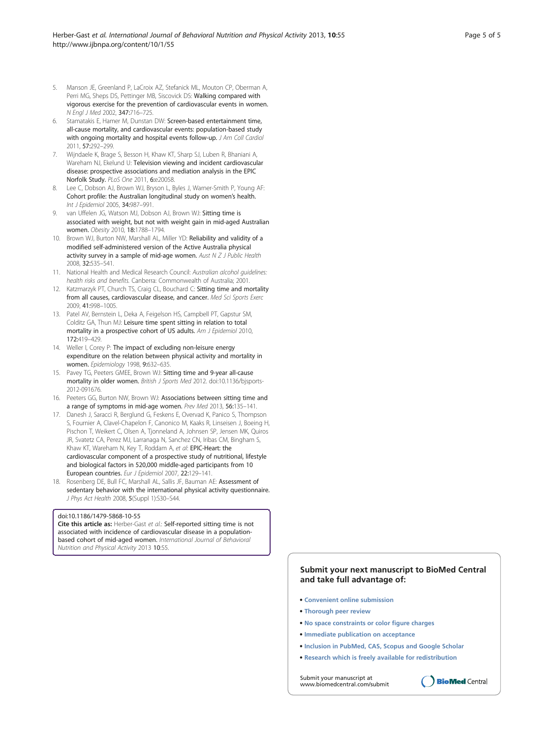5. Manson JE, Greenland P, LaCroix AZ, Stefanick ML, Mouton CP, Oberman A, Perri MG, Sheps DS, Pettinger MB, Siscovick DS: **Walking compared with vigorous exercise for the prevention of cardiovascular events in women.** *N Engl J Med* 2002, **347:**716–725.
6. Stamatakis E, Hamer M, Dunstan DW: **Screen-based entertainment time, all-cause mortality, and cardiovascular events: population-based study with ongoing mortality and hospital events follow-up.** *J Am Coll Cardiol* 2011, **57:**292–299.
7. Wijndaele K, Brage S, Besson H, Khaw KT, Sharp SJ, Luben R, Bhaniani A, Wareham NJ, Ekelund U: **Television viewing and incident cardiovascular disease: prospective associations and mediation analysis in the EPIC Norfolk Study.** *PLoS One* 2011, **6:**e20058.
8. Lee C, Dobson AJ, Brown WJ, Bryson L, Byles J, Warner-Smith P, Young AF: **Cohort profile: the Australian longitudinal study on women's health.** *Int J Epidemiol* 2005, **34:**987–991.
9. van Uffelen JG, Watson MJ, Dobson AJ, Brown WJ: **Sitting time is associated with weight, but not with weight gain in mid-aged Australian women.** *Obesity* 2010, **18:**1788–1794.
10. Brown WJ, Burton NW, Marshall AL, Miller YD: **Reliability and validity of a modified self-administered version of the Active Australia physical activity survey in a sample of mid-age women.** *Aust N Z J Public Health* 2008, **32:**535–541.
11. National Health and Medical Research Council: *Australian alcohol guidelines: health risks and benefits.* Canberra: Commonwealth of Australia; 2001.
12. Katzmarzyk PT, Church TS, Craig CL, Bouchard C: **Sitting time and mortality from all causes, cardiovascular disease, and cancer.** *Med Sci Sports Exerc* 2009, **41:**998–1005.
13. Patel AV, Bernstein L, Deka A, Feigelson HS, Campbell PT, Gapstur SM, Colditz GA, Thun MJ: **Leisure time spent sitting in relation to total mortality in a prospective cohort of US adults.** *Am J Epidemiol* 2010, **172:**419–429.
14. Weller I, Corey P: **The impact of excluding non-leisure energy expenditure on the relation between physical activity and mortality in women.** *Epidemiology* 1998, **9:**632–635.
15. Pavey TG, Peeters GMEE, Brown WJ: **Sitting time and 9-year all-cause mortality in older women.** *British J Sports Med* 2012. doi:10.1136/bjsports-2012-091676.
16. Peeters GG, Burton NW, Brown WJ: **Associations between sitting time and a range of symptoms in mid-age women.** *Prev Med* 2013, **56:**135–141.
17. Danesh J, Saracci R, Berglund G, Feskens E, Overvad K, Panico S, Thompson S, Fournier A, Clavel-Chapelon F, Canonico M, Kaaks R, Linseisen J, Boeing H, Pischon T, Weikert C, Olsen A, Tjonneland A, Johnsen SP, Jensen MK, Quiros JR, Svatetz CA, Perez MJ, Larranaga N, Sanchez CN, Iribas CM, Bingham S, Khaw KT, Wareham N, Key T, Roddam A, *et al*: **EPIC-Heart: the cardiovascular component of a prospective study of nutritional, lifestyle and biological factors in 520,000 middle-aged participants from 10 European countries.** *Eur J Epidemiol* 2007, **22:**129–141.
18. Rosenberg DE, Bull FC, Marshall AL, Sallis JF, Bauman AE: **Assessment of sedentary behavior with the international physical activity questionnaire.** *J Phys Act Health* 2008, **5**(Suppl 1):S30–S44.

doi:10.1186/1479-5868-10-55
**Cite this article as:** Herber-Gast *et al.*: Self-reported sitting time is not associated with incidence of cardiovascular disease in a population-based cohort of mid-aged women. *International Journal of Behavioral Nutrition and Physical Activity* 2013 **10**:55.

**Submit your next manuscript to BioMed Central and take full advantage of:**

- **Convenient online submission**
- **Thorough peer review**
- **No space constraints or color figure charges**
- **Immediate publication on acceptance**
- **Inclusion in PubMed, CAS, Scopus and Google Scholar**
- **Research which is freely available for redistribution**

Submit your manuscript at
www.biomedcentral.com/submit

BioMed Central